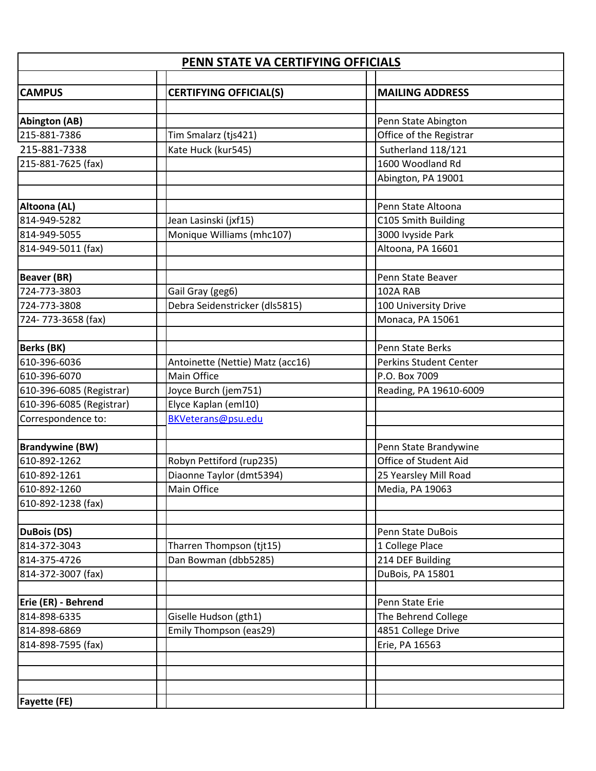# PENN STATE VA CERTIFYING OFFICIALS

| CAMPUS | CERTIFYING OFFICIAL(S) | MAILING ADDRESS |
| --- | --- | --- |
| | | |
| **Abington (AB)** | | Penn State Abington |
| 215-881-7386 | Tim Smalarz (tjs421) | Office of the Registrar |
| 215-881-7338 | Kate Huck (kur545) | Sutherland 118/121 |
| 215-881-7625 (fax) | | 1600 Woodland Rd |
| | | Abington, PA 19001 |
| | | |
| **Altoona (AL)** | | Penn State Altoona |
| 814-949-5282 | Jean Lasinski (jxf15) | C105 Smith Building |
| 814-949-5055 | Monique Williams (mhc107) | 3000 Ivyside Park |
| 814-949-5011 (fax) | | Altoona, PA 16601 |
| | | |
| **Beaver (BR)** | | Penn State Beaver |
| 724-773-3803 | Gail Gray (geg6) | 102A RAB |
| 724-773-3808 | Debra Seidenstricker (dls5815) | 100 University Drive |
| 724- 773-3658 (fax) | | Monaca, PA 15061 |
| | | |
| **Berks (BK)** | | Penn State Berks |
| 610-396-6036 | Antoinette (Nettie) Matz (acc16) | Perkins Student Center |
| 610-396-6070 | Main Office | P.O. Box 7009 |
| 610-396-6085 (Registrar) | Joyce Burch (jem751) | Reading, PA 19610-6009 |
| 610-396-6085 (Registrar) | Elyce Kaplan (eml10) | |
| Correspondence to: | BKVeterans@psu.edu | |
| | | |
| **Brandywine (BW)** | | Penn State Brandywine |
| 610-892-1262 | Robyn Pettiford (rup235) | Office of Student Aid |
| 610-892-1261 | Diaonne Taylor (dmt5394) | 25 Yearsley Mill Road |
| 610-892-1260 | Main Office | Media, PA 19063 |
| 610-892-1238 (fax) | | |
| | | |
| **DuBois (DS)** | | Penn State DuBois |
| 814-372-3043 | Tharren Thompson (tjt15) | 1 College Place |
| 814-375-4726 | Dan Bowman (dbb5285) | 214 DEF Building |
| 814-372-3007 (fax) | | DuBois, PA 15801 |
| | | |
| **Erie (ER) - Behrend** | | Penn State Erie |
| 814-898-6335 | Giselle Hudson (gth1) | The Behrend College |
| 814-898-6869 | Emily Thompson (eas29) | 4851 College Drive |
| 814-898-7595 (fax) | | Erie, PA 16563 |
| | | |
| | | |
| | | |
| **Fayette (FE)** | | |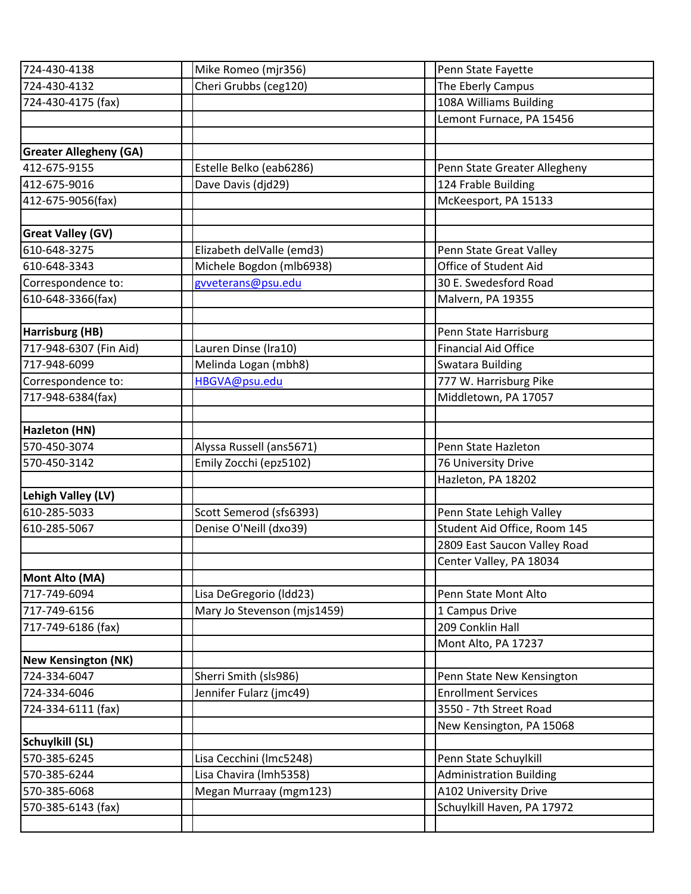| | | | | |
|---|---|---|---|---|
| 724-430-4138 | | Mike Romeo (mjr356) | | Penn State Fayette |
| 724-430-4132 | | Cheri Grubbs (ceg120) | | The Eberly Campus |
| 724-430-4175 (fax) | | | | 108A Williams Building |
| | | | | Lemont Furnace, PA 15456 |
| | | | | |
| **Greater Allegheny (GA)** | | | | |
| 412-675-9155 | | Estelle Belko (eab6286) | | Penn State Greater Allegheny |
| 412-675-9016 | | Dave Davis (djd29) | | 124 Frable Building |
| 412-675-9056(fax) | | | | McKeesport, PA 15133 |
| | | | | |
| **Great Valley (GV)** | | | | |
| 610-648-3275 | | Elizabeth delValle (emd3) | | Penn State Great Valley |
| 610-648-3343 | | Michele Bogdon (mlb6938) | | Office of Student Aid |
| Correspondence to: | | gvveterans@psu.edu | | 30 E. Swedesford Road |
| 610-648-3366(fax) | | | | Malvern, PA 19355 |
| | | | | |
| **Harrisburg (HB)** | | | | Penn State Harrisburg |
| 717-948-6307 (Fin Aid) | | Lauren Dinse (lra10) | | Financial Aid Office |
| 717-948-6099 | | Melinda Logan (mbh8) | | Swatara Building |
| Correspondence to: | | HBGVA@psu.edu | | 777 W. Harrisburg Pike |
| 717-948-6384(fax) | | | | Middletown, PA 17057 |
| | | | | |
| **Hazleton (HN)** | | | | |
| 570-450-3074 | | Alyssa Russell (ans5671) | | Penn State Hazleton |
| 570-450-3142 | | Emily Zocchi (epz5102) | | 76 University Drive |
| | | | | Hazleton, PA 18202 |
| **Lehigh Valley (LV)** | | | | |
| 610-285-5033 | | Scott Semerod (sfs6393) | | Penn State Lehigh Valley |
| 610-285-5067 | | Denise O'Neill (dxo39) | | Student Aid Office, Room 145 |
| | | | | 2809 East Saucon Valley Road |
| | | | | Center Valley, PA 18034 |
| **Mont Alto (MA)** | | | | |
| 717-749-6094 | | Lisa DeGregorio (ldd23) | | Penn State Mont Alto |
| 717-749-6156 | | Mary Jo Stevenson (mjs1459) | | 1 Campus Drive |
| 717-749-6186 (fax) | | | | 209 Conklin Hall |
| | | | | Mont Alto, PA 17237 |
| **New Kensington (NK)** | | | | |
| 724-334-6047 | | Sherri Smith (sls986) | | Penn State New Kensington |
| 724-334-6046 | | Jennifer Fularz (jmc49) | | Enrollment Services |
| 724-334-6111 (fax) | | | | 3550 - 7th Street Road |
| | | | | New Kensington, PA 15068 |
| **Schuylkill (SL)** | | | | |
| 570-385-6245 | | Lisa Cecchini (lmc5248) | | Penn State Schuylkill |
| 570-385-6244 | | Lisa Chavira (lmh5358) | | Administration Building |
| 570-385-6068 | | Megan Murraay (mgm123) | | A102 University Drive |
| 570-385-6143 (fax) | | | | Schuylkill Haven, PA 17972 |
| | | | | |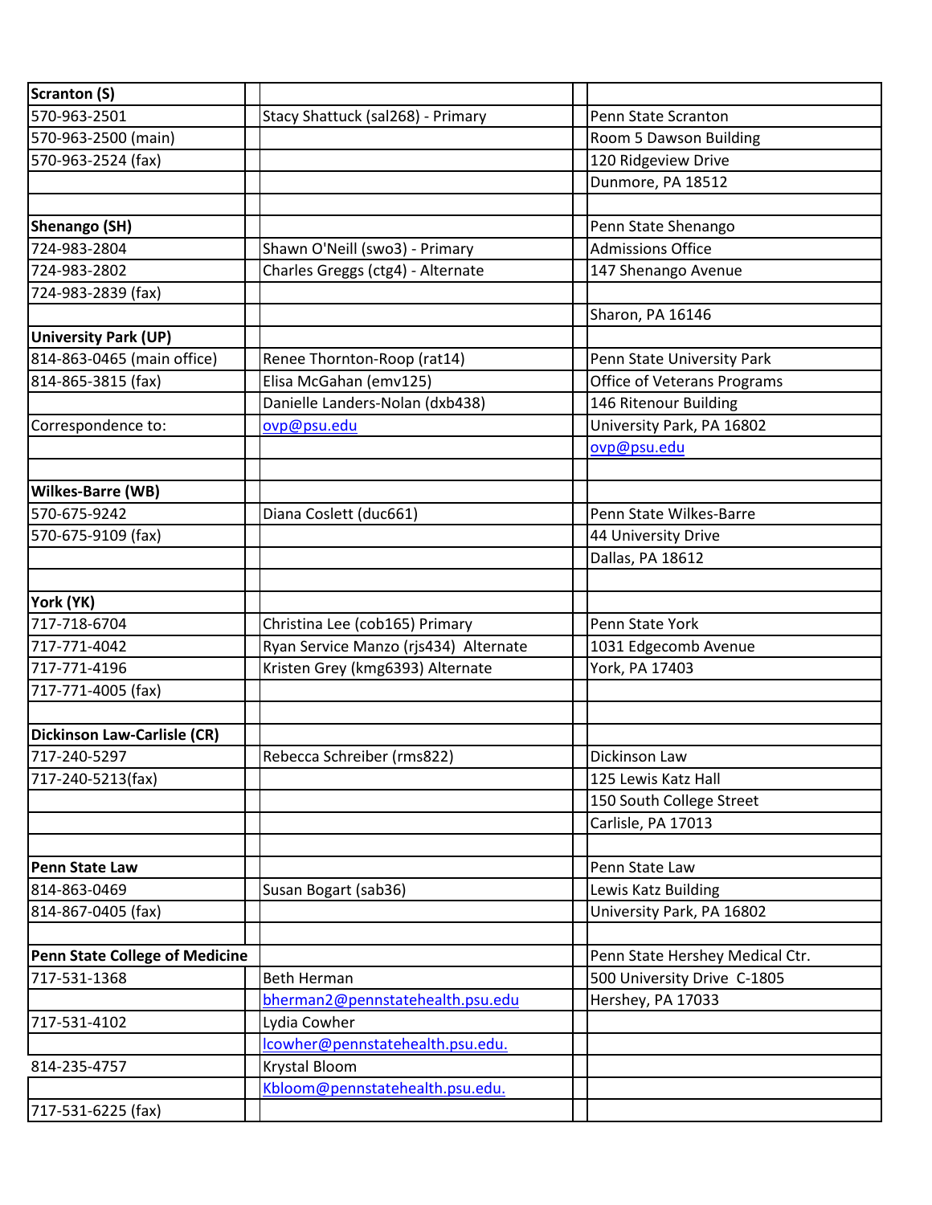| | | | | |
|---|---|---|---|---|
| **Scranton (S)** | | | | |
| 570-963-2501 | | Stacy Shattuck (sal268) - Primary | | Penn State Scranton |
| 570-963-2500 (main) | | | | Room 5 Dawson Building |
| 570-963-2524 (fax) | | | | 120 Ridgeview Drive |
| | | | | Dunmore, PA 18512 |
| | | | | |
| **Shenango (SH)** | | | | Penn State Shenango |
| 724-983-2804 | | Shawn O'Neill (swo3) - Primary | | Admissions Office |
| 724-983-2802 | | Charles Greggs (ctg4) - Alternate | | 147 Shenango Avenue |
| 724-983-2839 (fax) | | | | |
| | | | | Sharon, PA 16146 |
| **University Park (UP)** | | | | |
| 814-863-0465 (main office) | | Renee Thornton-Roop (rat14) | | Penn State University Park |
| 814-865-3815 (fax) | | Elisa McGahan (emv125) | | Office of Veterans Programs |
| | | Danielle Landers-Nolan (dxb438) | | 146 Ritenour Building |
| Correspondence to: | | ovp@psu.edu | | University Park, PA 16802 |
| | | | | ovp@psu.edu |
| | | | | |
| **Wilkes-Barre (WB)** | | | | |
| 570-675-9242 | | Diana Coslett (duc661) | | Penn State Wilkes-Barre |
| 570-675-9109 (fax) | | | | 44 University Drive |
| | | | | Dallas, PA 18612 |
| | | | | |
| **York (YK)** | | | | |
| 717-718-6704 | | Christina Lee (cob165) Primary | | Penn State York |
| 717-771-4042 | | Ryan Service Manzo (rjs434) Alternate | | 1031 Edgecomb Avenue |
| 717-771-4196 | | Kristen Grey (kmg6393) Alternate | | York, PA 17403 |
| 717-771-4005 (fax) | | | | |
| | | | | |
| **Dickinson Law-Carlisle (CR)** | | | | |
| 717-240-5297 | | Rebecca Schreiber (rms822) | | Dickinson Law |
| 717-240-5213(fax) | | | | 125 Lewis Katz Hall |
| | | | | 150 South College Street |
| | | | | Carlisle, PA 17013 |
| | | | | |
| **Penn State Law** | | | | Penn State Law |
| 814-863-0469 | | Susan Bogart (sab36) | | Lewis Katz Building |
| 814-867-0405 (fax) | | | | University Park, PA 16802 |
| | | | | |
| **Penn State College of Medicine** | | | | Penn State Hershey Medical Ctr. |
| 717-531-1368 | | Beth Herman | | 500 University Drive C-1805 |
| | | bherman2@pennstatehealth.psu.edu | | Hershey, PA 17033 |
| 717-531-4102 | | Lydia Cowher | | |
| | | lcowher@pennstatehealth.psu.edu. | | |
| 814-235-4757 | | Krystal Bloom | | |
| | | Kbloom@pennstatehealth.psu.edu. | | |
| 717-531-6225 (fax) | | | | |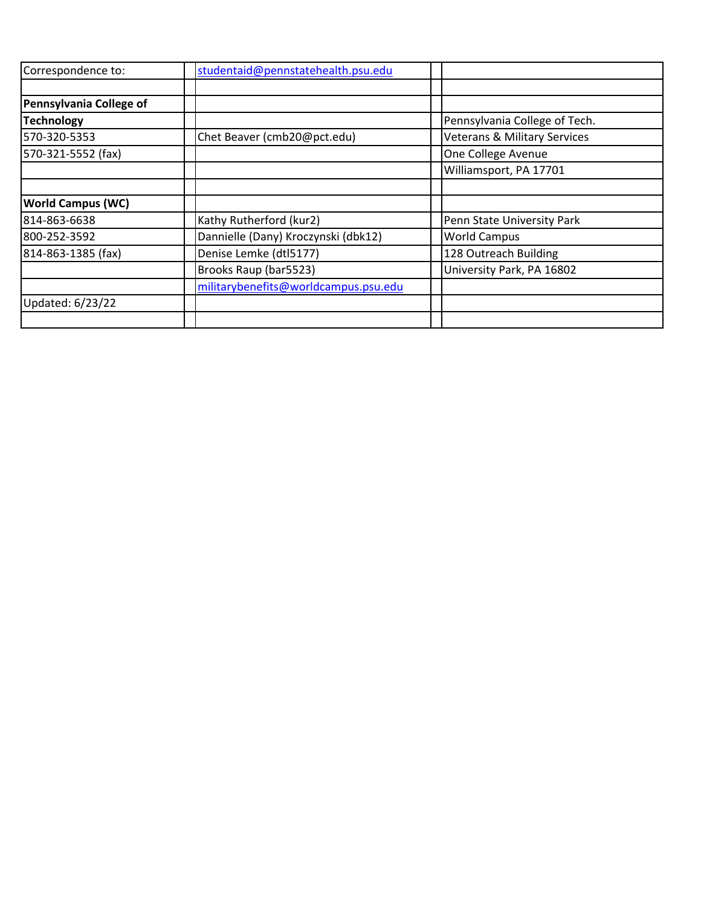| | | | | |
|---|---|---|---|---|
| Correspondence to: | | studentaid@pennstatehealth.psu.edu | | |
| | | | | |
| **Pennsylvania College of** | | | | |
| **Technology** | | | | Pennsylvania College of Tech. |
| 570-320-5353 | | Chet Beaver (cmb20@pct.edu) | | Veterans & Military Services |
| 570-321-5552 (fax) | | | | One College Avenue |
| | | | | Williamsport, PA 17701 |
| | | | | |
| **World Campus (WC)** | | | | |
| 814-863-6638 | | Kathy Rutherford (kur2) | | Penn State University Park |
| 800-252-3592 | | Dannielle (Dany) Kroczynski (dbk12) | | World Campus |
| 814-863-1385 (fax) | | Denise Lemke (dtl5177) | | 128 Outreach Building |
| | | Brooks Raup (bar5523) | | University Park, PA 16802 |
| | | militarybenefits@worldcampus.psu.edu | | |
| Updated: 6/23/22 | | | | |
| | | | | |